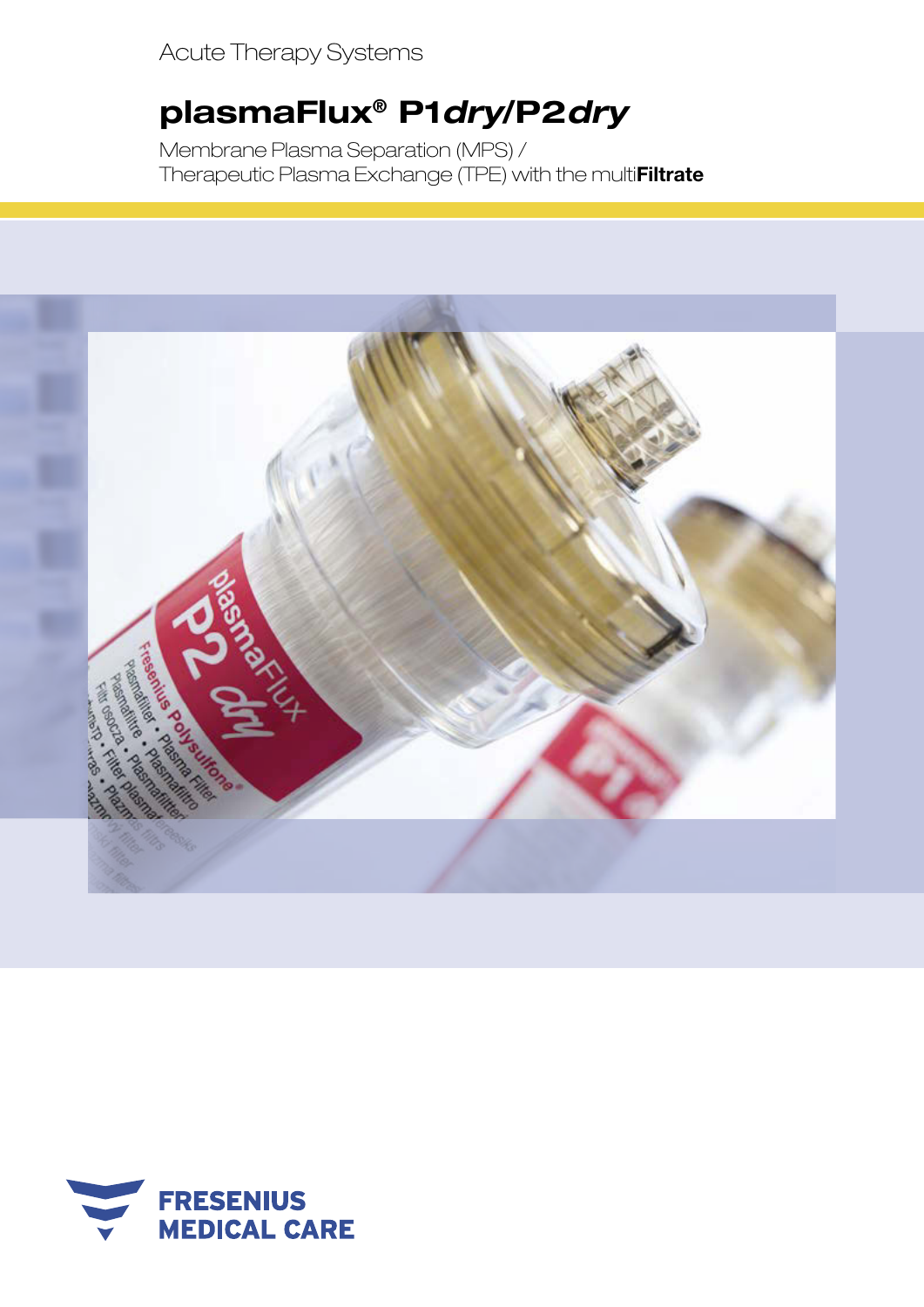Acute Therapy Systems

# plasmaFlux® P1*dry*/P2*dry*

Membrane Plasma Separation (MPS) /
Therapeutic Plasma Exchange (TPE) with the multi**Filtrate**

FRESENIUS
MEDICAL CARE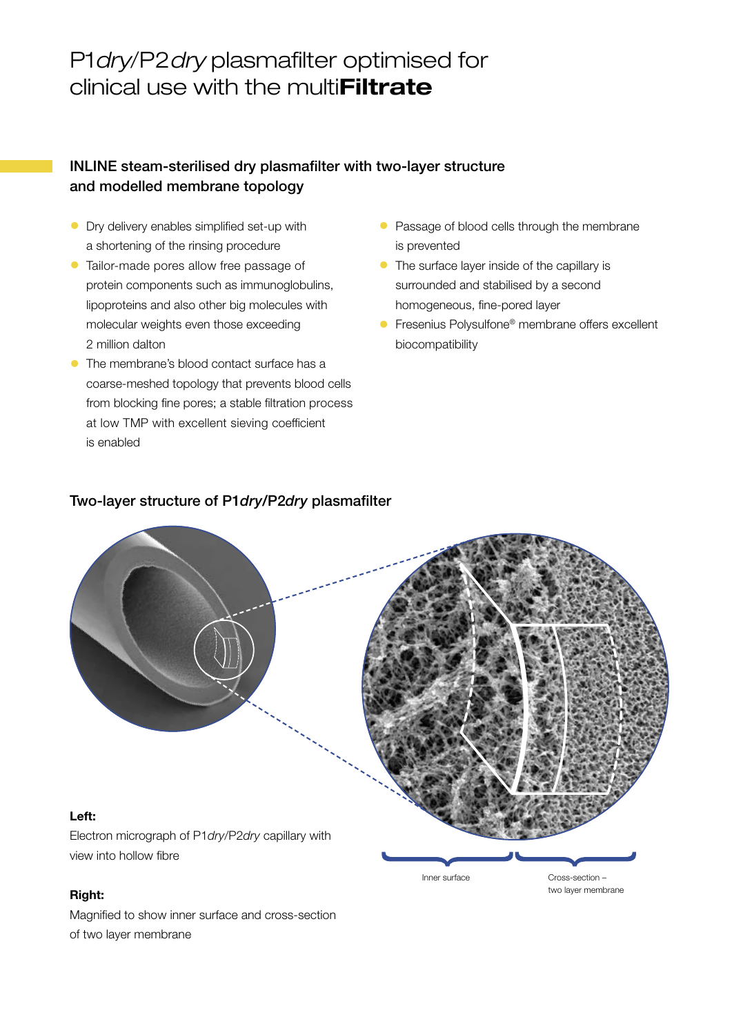# P1*dry*/P2*dry* plasmafilter optimised for clinical use with the multi**Filtrate**

## INLINE steam-sterilised dry plasmafilter with two-layer structure and modelled membrane topology

- Dry delivery enables simplified set-up with a shortening of the rinsing procedure
- Tailor-made pores allow free passage of protein components such as immunoglobulins, lipoproteins and also other big molecules with molecular weights even those exceeding 2 million dalton
- The membrane's blood contact surface has a coarse-meshed topology that prevents blood cells from blocking fine pores; a stable filtration process at low TMP with excellent sieving coefficient is enabled
- Passage of blood cells through the membrane is prevented
- The surface layer inside of the capillary is surrounded and stabilised by a second homogeneous, fine-pored layer
- Fresenius Polysulfone® membrane offers excellent biocompatibility

## Two-layer structure of P1*dry*/P2*dry* plasmafilter

Inner surface

Cross-section – two layer membrane

**Left:**

Electron micrograph of P1*dry*/P2*dry* capillary with view into hollow fibre

**Right:**

Magnified to show inner surface and cross-section of two layer membrane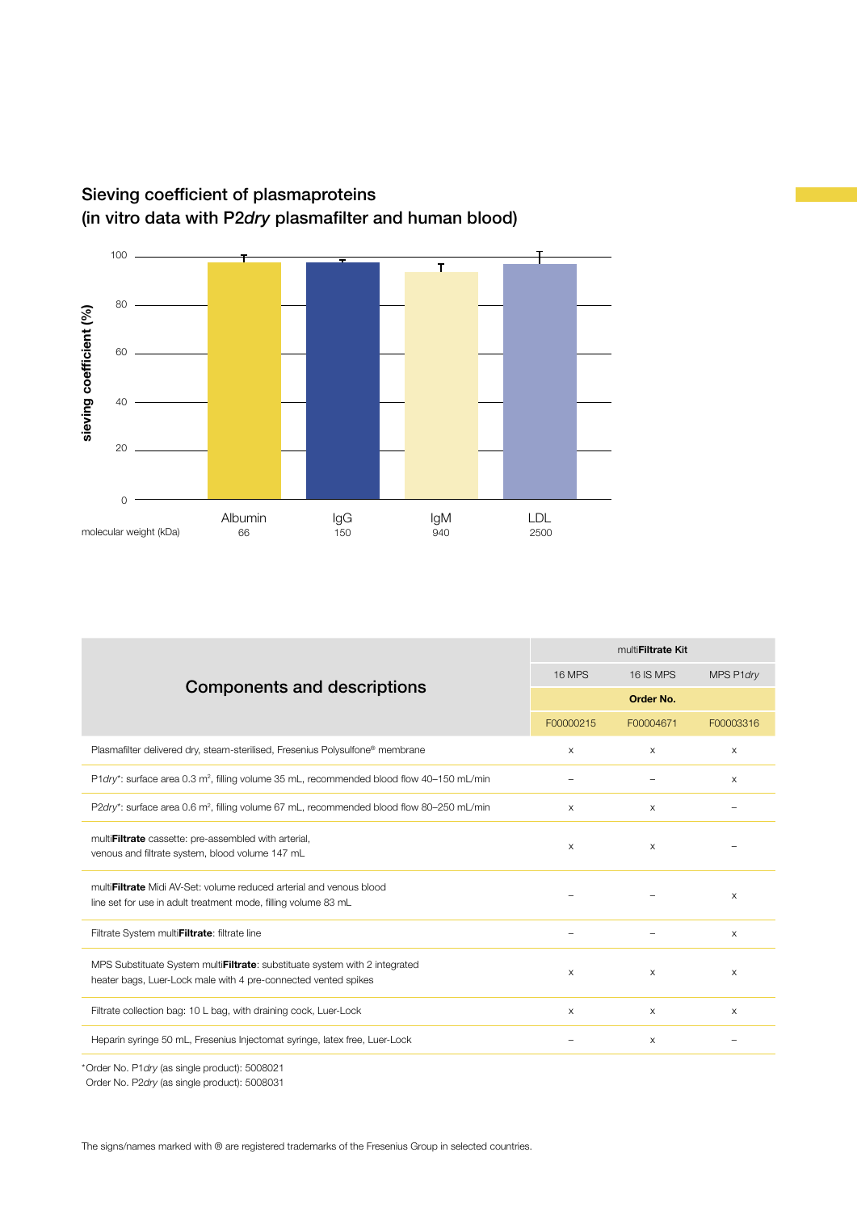## Sieving coefficient of plasmaproteins
## (in vitro data with P2*dry* plasmafilter and human blood)

sieving coefficient (%)

100
80
60
40
20
0

| molecular weight (kDa) | Albumin | IgG | IgM | LDL |
|---|---|---|---|---|
| | 66 | 150 | 940 | 2500 |

| Components and descriptions | multi**Filtrate** Kit | | |
|---|---|---|---|
| | 16 MPS | 16 IS MPS | MPS P1*dry* |
| | **Order No.** | | |
| | F00000215 | F00004671 | F00003316 |
| Plasmafilter delivered dry, steam-sterilised, Fresenius Polysulfone® membrane | x | x | x |
| P1*dry*\*: surface area 0.3 m², filling volume 35 mL, recommended blood flow 40–150 mL/min | – | – | x |
| P2*dry*\*: surface area 0.6 m², filling volume 67 mL, recommended blood flow 80–250 mL/min | x | x | – |
| multi**Filtrate** cassette: pre-assembled with arterial, venous and filtrate system, blood volume 147 mL | x | x | – |
| multi**Filtrate** Midi AV-Set: volume reduced arterial and venous blood line set for use in adult treatment mode, filling volume 83 mL | – | – | x |
| Filtrate System multi**Filtrate**: filtrate line | – | – | x |
| MPS Substituate System multi**Filtrate**: substituate system with 2 integrated heater bags, Luer-Lock male with 4 pre-connected vented spikes | x | x | x |
| Filtrate collection bag: 10 L bag, with draining cock, Luer-Lock | x | x | x |
| Heparin syringe 50 mL, Fresenius Injectomat syringe, latex free, Luer-Lock | – | x | – |

\*Order No. P1*dry* (as single product): 5008021
Order No. P2*dry* (as single product): 5008031

The signs/names marked with ® are registered trademarks of the Fresenius Group in selected countries.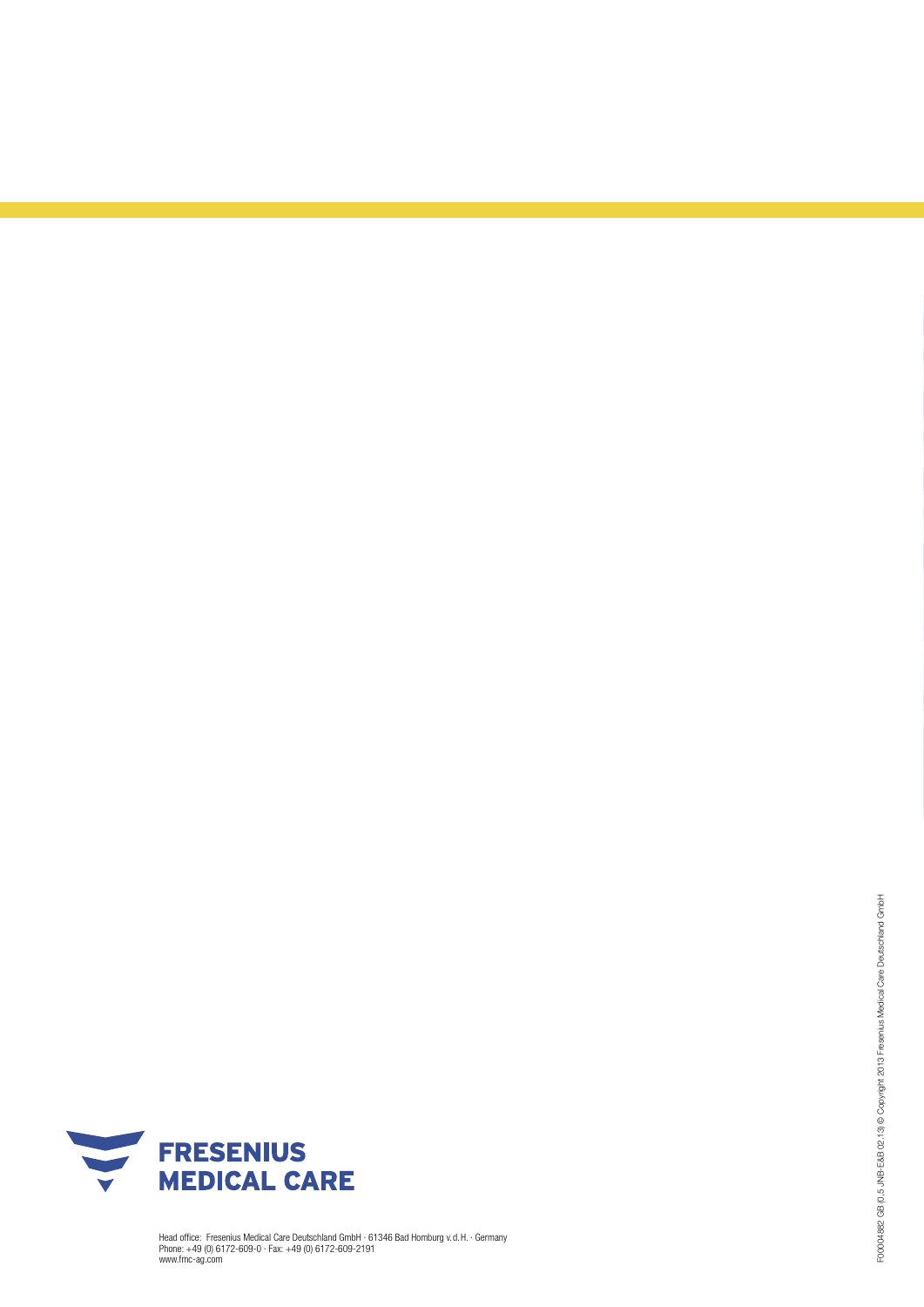FRESENIUS
MEDICAL CARE

Head office: Fresenius Medical Care Deutschland GmbH · 61346 Bad Homburg v. d. H. · Germany
Phone: +49 (0) 6172-609-0 · Fax: +49 (0) 6172-609-2191
www.fmc-ag.com

F00004882 GB (0.5 JNB-E&B 02.13) © Copyright 2013 Fresenius Medical Care Deutschland GmbH